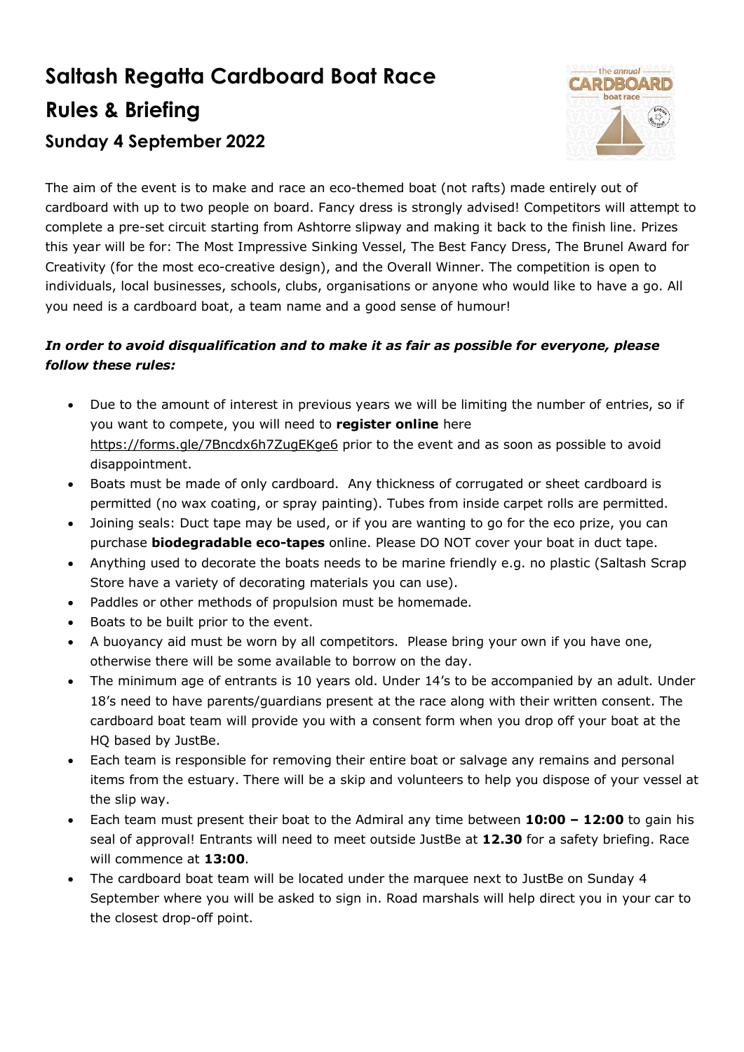# Saltash Regatta Cardboard Boat Race

## Rules & Briefing

### Sunday 4 September 2022

The aim of the event is to make and race an eco-themed boat (not rafts) made entirely out of cardboard with up to two people on board. Fancy dress is strongly advised! Competitors will attempt to complete a pre-set circuit starting from Ashtorre slipway and making it back to the finish line. Prizes this year will be for: The Most Impressive Sinking Vessel, The Best Fancy Dress, The Brunel Award for Creativity (for the most eco-creative design), and the Overall Winner. The competition is open to individuals, local businesses, schools, clubs, organisations or anyone who would like to have a go. All you need is a cardboard boat, a team name and a good sense of humour!

***In order to avoid disqualification and to make it as fair as possible for everyone, please follow these rules:***

- Due to the amount of interest in previous years we will be limiting the number of entries, so if you want to compete, you will need to **register online** here https://forms.gle/7Bncdx6h7ZugEKge6 prior to the event and as soon as possible to avoid disappointment.
- Boats must be made of only cardboard. Any thickness of corrugated or sheet cardboard is permitted (no wax coating, or spray painting). Tubes from inside carpet rolls are permitted.
- Joining seals: Duct tape may be used, or if you are wanting to go for the eco prize, you can purchase **biodegradable eco-tapes** online. Please DO NOT cover your boat in duct tape.
- Anything used to decorate the boats needs to be marine friendly e.g. no plastic (Saltash Scrap Store have a variety of decorating materials you can use).
- Paddles or other methods of propulsion must be homemade.
- Boats to be built prior to the event.
- A buoyancy aid must be worn by all competitors. Please bring your own if you have one, otherwise there will be some available to borrow on the day.
- The minimum age of entrants is 10 years old. Under 14's to be accompanied by an adult. Under 18's need to have parents/guardians present at the race along with their written consent. The cardboard boat team will provide you with a consent form when you drop off your boat at the HQ based by JustBe.
- Each team is responsible for removing their entire boat or salvage any remains and personal items from the estuary. There will be a skip and volunteers to help you dispose of your vessel at the slip way.
- Each team must present their boat to the Admiral any time between **10:00 – 12:00** to gain his seal of approval! Entrants will need to meet outside JustBe at **12.30** for a safety briefing. Race will commence at **13:00**.
- The cardboard boat team will be located under the marquee next to JustBe on Sunday 4 September where you will be asked to sign in. Road marshals will help direct you in your car to the closest drop-off point.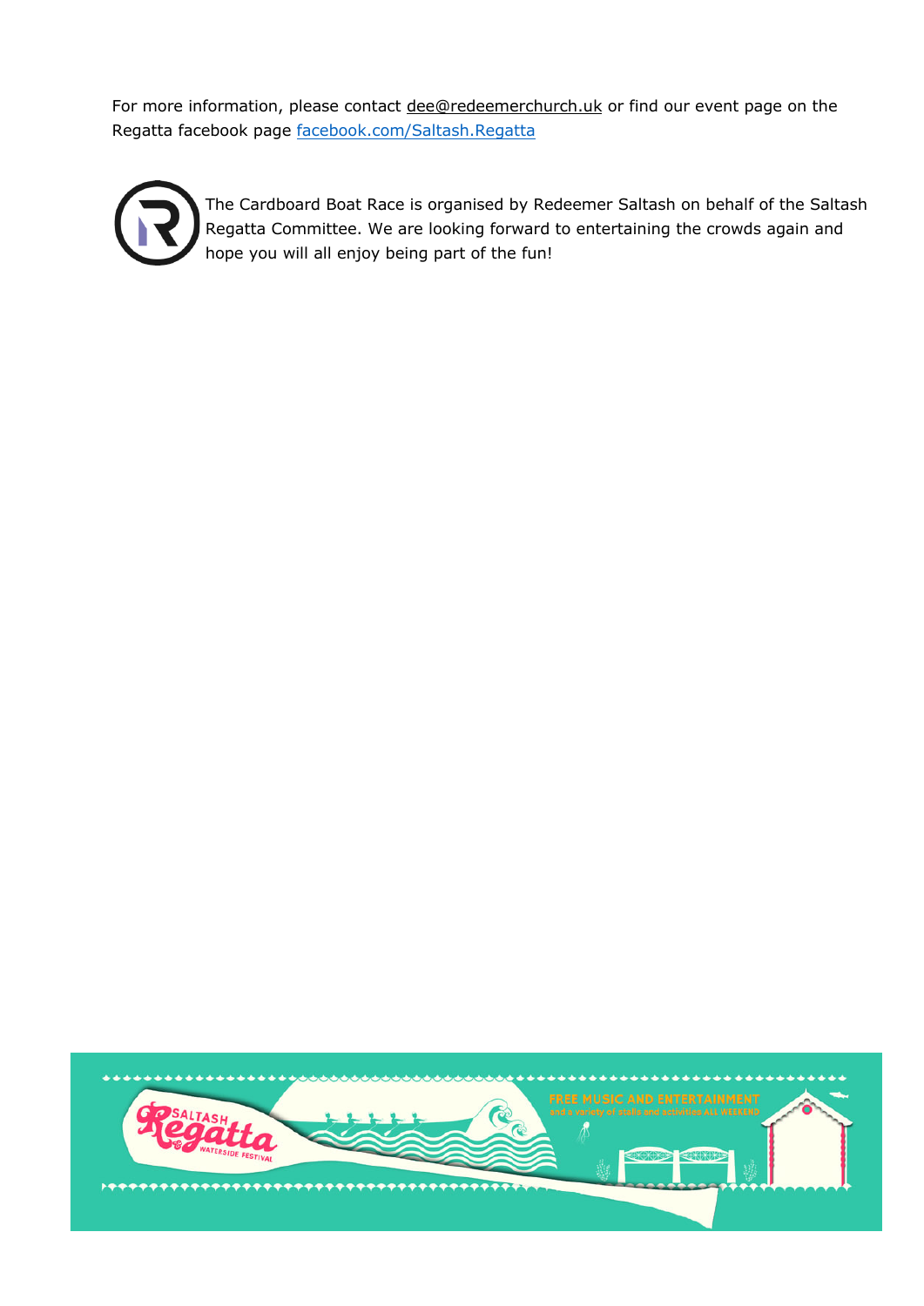For more information, please contact dee@redeemerchurch.uk or find our event page on the Regatta facebook page facebook.com/Saltash.Regatta

The Cardboard Boat Race is organised by Redeemer Saltash on behalf of the Saltash Regatta Committee. We are looking forward to entertaining the crowds again and hope you will all enjoy being part of the fun!